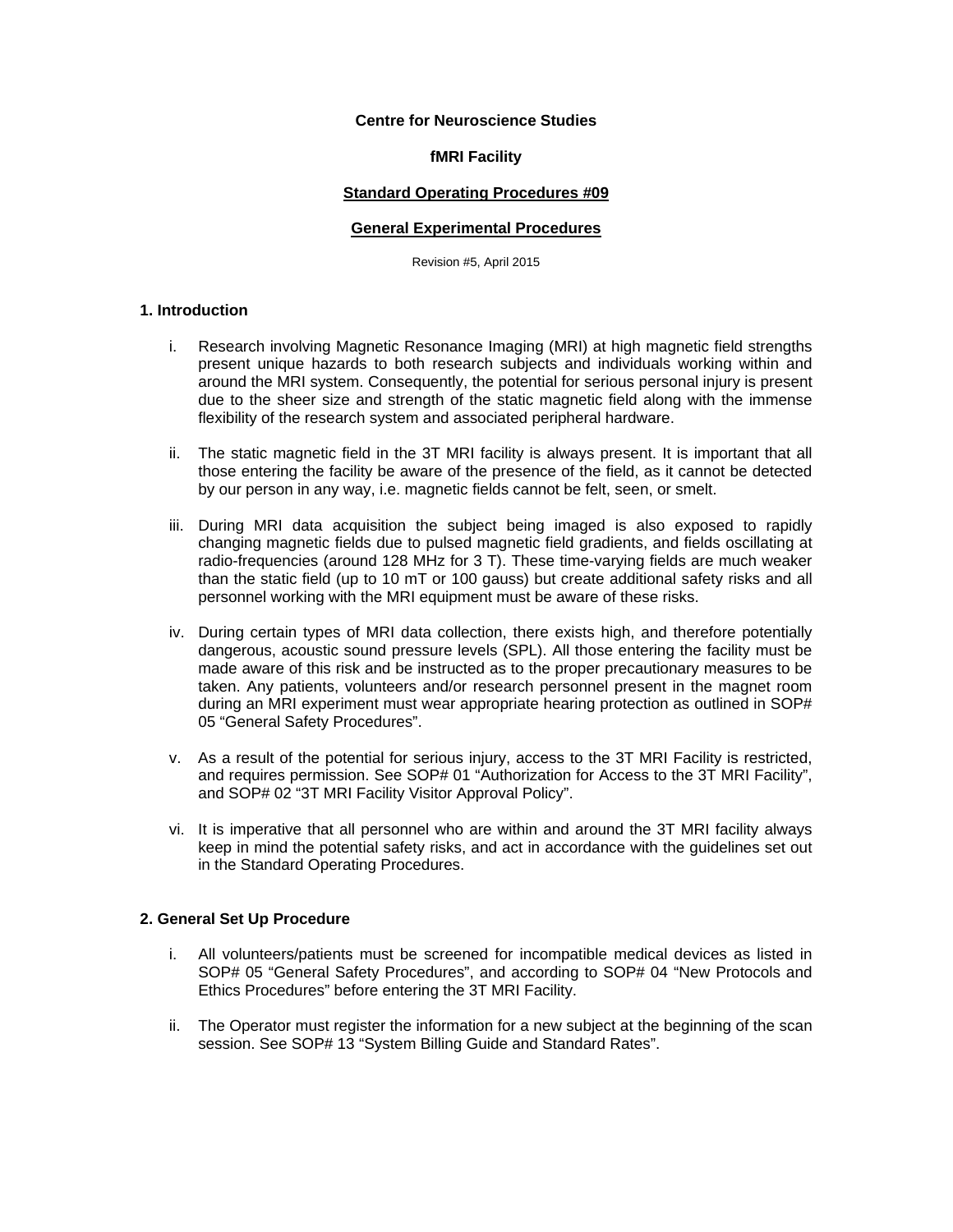**Centre for Neuroscience Studies**

**fMRI Facility**

## Standard Operating Procedures #09

## General Experimental Procedures

Revision #5, April 2015

### 1. Introduction

i. Research involving Magnetic Resonance Imaging (MRI) at high magnetic field strengths present unique hazards to both research subjects and individuals working within and around the MRI system. Consequently, the potential for serious personal injury is present due to the sheer size and strength of the static magnetic field along with the immense flexibility of the research system and associated peripheral hardware.

ii. The static magnetic field in the 3T MRI facility is always present. It is important that all those entering the facility be aware of the presence of the field, as it cannot be detected by our person in any way, i.e. magnetic fields cannot be felt, seen, or smelt.

iii. During MRI data acquisition the subject being imaged is also exposed to rapidly changing magnetic fields due to pulsed magnetic field gradients, and fields oscillating at radio-frequencies (around 128 MHz for 3 T). These time-varying fields are much weaker than the static field (up to 10 mT or 100 gauss) but create additional safety risks and all personnel working with the MRI equipment must be aware of these risks.

iv. During certain types of MRI data collection, there exists high, and therefore potentially dangerous, acoustic sound pressure levels (SPL). All those entering the facility must be made aware of this risk and be instructed as to the proper precautionary measures to be taken. Any patients, volunteers and/or research personnel present in the magnet room during an MRI experiment must wear appropriate hearing protection as outlined in SOP# 05 "General Safety Procedures".

v. As a result of the potential for serious injury, access to the 3T MRI Facility is restricted, and requires permission. See SOP# 01 "Authorization for Access to the 3T MRI Facility", and SOP# 02 "3T MRI Facility Visitor Approval Policy".

vi. It is imperative that all personnel who are within and around the 3T MRI facility always keep in mind the potential safety risks, and act in accordance with the guidelines set out in the Standard Operating Procedures.

### 2. General Set Up Procedure

i. All volunteers/patients must be screened for incompatible medical devices as listed in SOP# 05 "General Safety Procedures", and according to SOP# 04 "New Protocols and Ethics Procedures" before entering the 3T MRI Facility.

ii. The Operator must register the information for a new subject at the beginning of the scan session. See SOP# 13 "System Billing Guide and Standard Rates".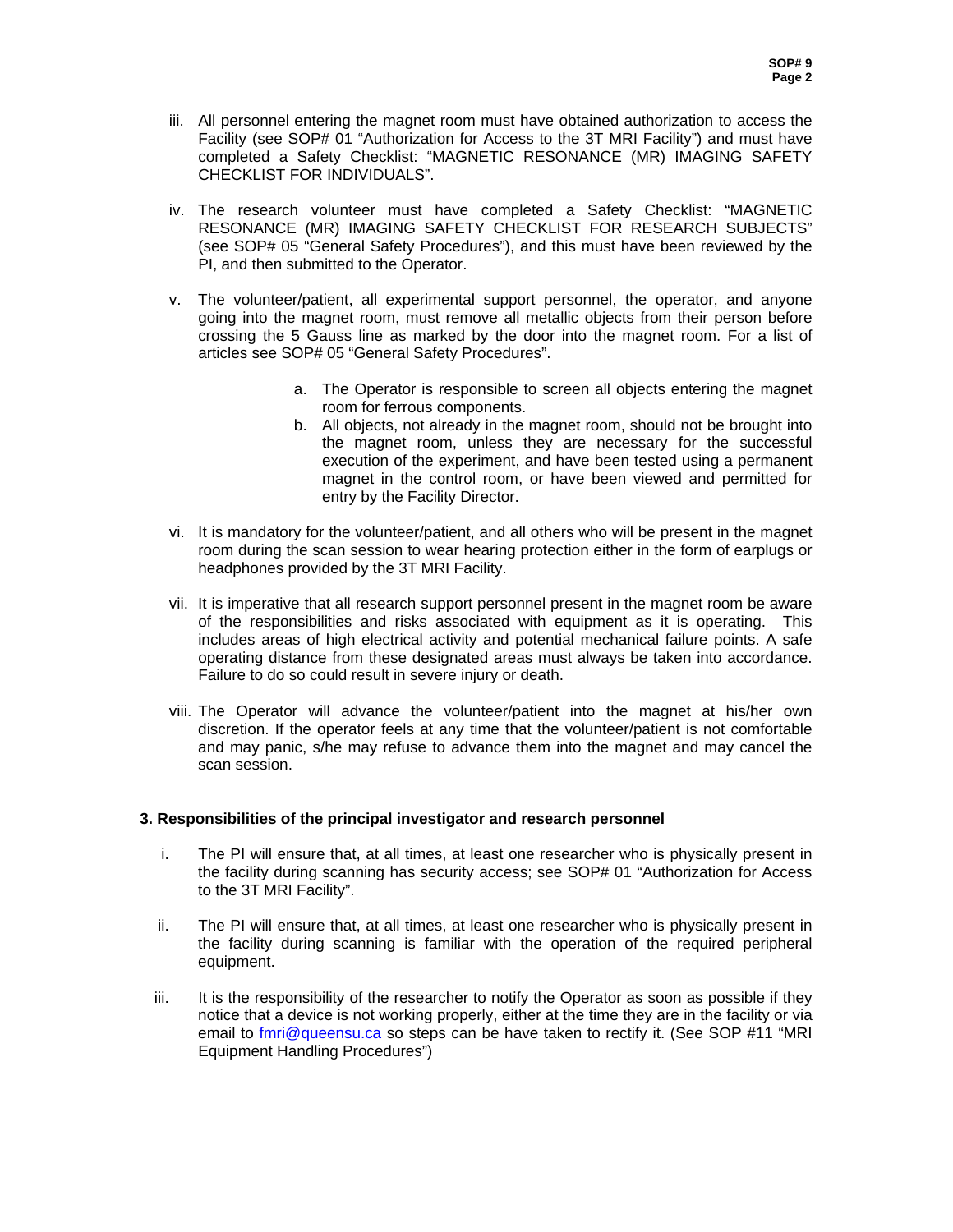iii. All personnel entering the magnet room must have obtained authorization to access the Facility (see SOP# 01 "Authorization for Access to the 3T MRI Facility") and must have completed a Safety Checklist: "MAGNETIC RESONANCE (MR) IMAGING SAFETY CHECKLIST FOR INDIVIDUALS".

iv. The research volunteer must have completed a Safety Checklist: "MAGNETIC RESONANCE (MR) IMAGING SAFETY CHECKLIST FOR RESEARCH SUBJECTS" (see SOP# 05 "General Safety Procedures"), and this must have been reviewed by the PI, and then submitted to the Operator.

v. The volunteer/patient, all experimental support personnel, the operator, and anyone going into the magnet room, must remove all metallic objects from their person before crossing the 5 Gauss line as marked by the door into the magnet room. For a list of articles see SOP# 05 "General Safety Procedures".

   a. The Operator is responsible to screen all objects entering the magnet room for ferrous components.
   b. All objects, not already in the magnet room, should not be brought into the magnet room, unless they are necessary for the successful execution of the experiment, and have been tested using a permanent magnet in the control room, or have been viewed and permitted for entry by the Facility Director.

vi. It is mandatory for the volunteer/patient, and all others who will be present in the magnet room during the scan session to wear hearing protection either in the form of earplugs or headphones provided by the 3T MRI Facility.

vii. It is imperative that all research support personnel present in the magnet room be aware of the responsibilities and risks associated with equipment as it is operating. This includes areas of high electrical activity and potential mechanical failure points. A safe operating distance from these designated areas must always be taken into accordance. Failure to do so could result in severe injury or death.

viii. The Operator will advance the volunteer/patient into the magnet at his/her own discretion. If the operator feels at any time that the volunteer/patient is not comfortable and may panic, s/he may refuse to advance them into the magnet and may cancel the scan session.

### 3. Responsibilities of the principal investigator and research personnel

i. The PI will ensure that, at all times, at least one researcher who is physically present in the facility during scanning has security access; see SOP# 01 "Authorization for Access to the 3T MRI Facility".

ii. The PI will ensure that, at all times, at least one researcher who is physically present in the facility during scanning is familiar with the operation of the required peripheral equipment.

iii. It is the responsibility of the researcher to notify the Operator as soon as possible if they notice that a device is not working properly, either at the time they are in the facility or via email to fmri@queensu.ca so steps can be have taken to rectify it. (See SOP #11 "MRI Equipment Handling Procedures")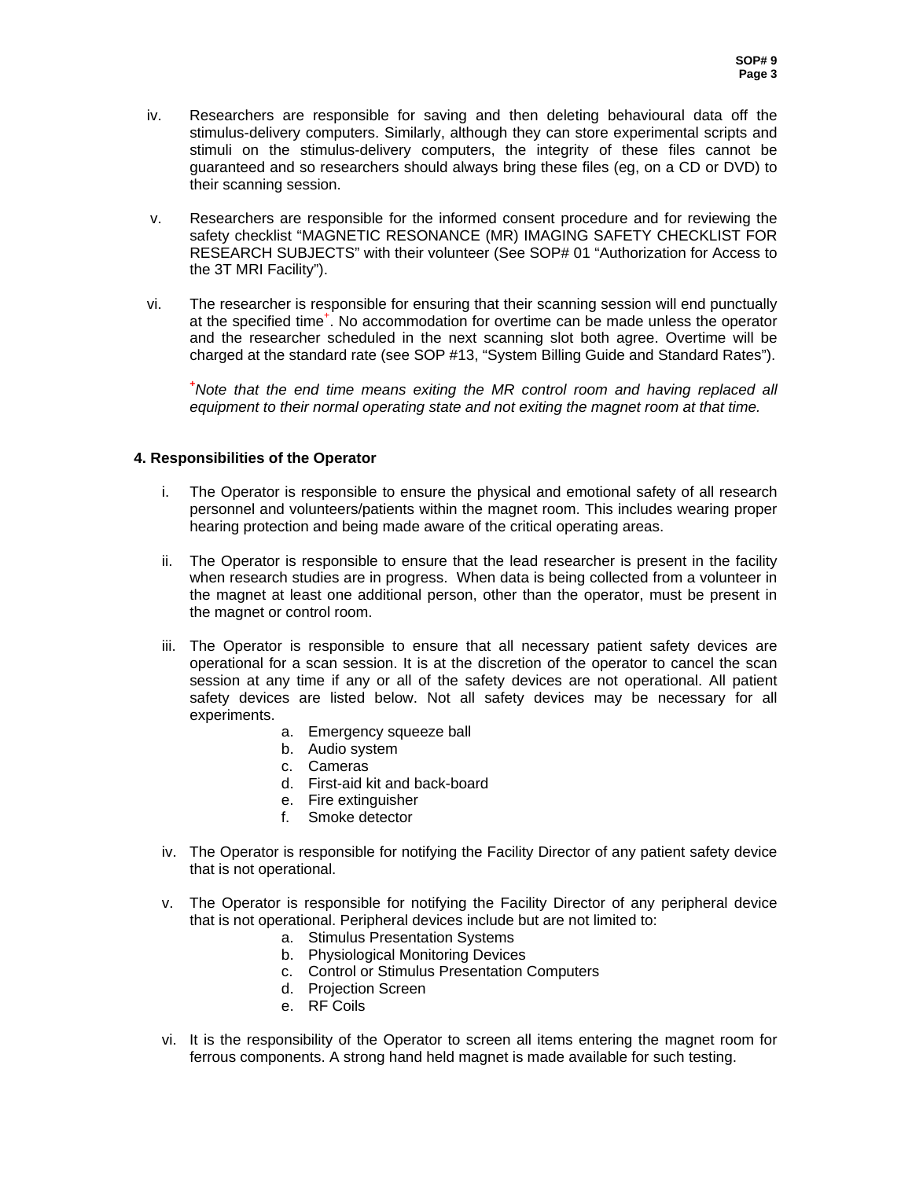iv. Researchers are responsible for saving and then deleting behavioural data off the stimulus-delivery computers. Similarly, although they can store experimental scripts and stimuli on the stimulus-delivery computers, the integrity of these files cannot be guaranteed and so researchers should always bring these files (eg, on a CD or DVD) to their scanning session.

v. Researchers are responsible for the informed consent procedure and for reviewing the safety checklist "MAGNETIC RESONANCE (MR) IMAGING SAFETY CHECKLIST FOR RESEARCH SUBJECTS" with their volunteer (See SOP# 01 "Authorization for Access to the 3T MRI Facility").

vi. The researcher is responsible for ensuring that their scanning session will end punctually at the specified time[+]. No accommodation for overtime can be made unless the operator and the researcher scheduled in the next scanning slot both agree. Overtime will be charged at the standard rate (see SOP #13, "System Billing Guide and Standard Rates").

[+]*Note that the end time means exiting the MR control room and having replaced all equipment to their normal operating state and not exiting the magnet room at that time.*

### 4. Responsibilities of the Operator

i. The Operator is responsible to ensure the physical and emotional safety of all research personnel and volunteers/patients within the magnet room. This includes wearing proper hearing protection and being made aware of the critical operating areas.

ii. The Operator is responsible to ensure that the lead researcher is present in the facility when research studies are in progress. When data is being collected from a volunteer in the magnet at least one additional person, other than the operator, must be present in the magnet or control room.

iii. The Operator is responsible to ensure that all necessary patient safety devices are operational for a scan session. It is at the discretion of the operator to cancel the scan session at any time if any or all of the safety devices are not operational. All patient safety devices are listed below. Not all safety devices may be necessary for all experiments.
   a. Emergency squeeze ball
   b. Audio system
   c. Cameras
   d. First-aid kit and back-board
   e. Fire extinguisher
   f. Smoke detector

iv. The Operator is responsible for notifying the Facility Director of any patient safety device that is not operational.

v. The Operator is responsible for notifying the Facility Director of any peripheral device that is not operational. Peripheral devices include but are not limited to:
   a. Stimulus Presentation Systems
   b. Physiological Monitoring Devices
   c. Control or Stimulus Presentation Computers
   d. Projection Screen
   e. RF Coils

vi. It is the responsibility of the Operator to screen all items entering the magnet room for ferrous components. A strong hand held magnet is made available for such testing.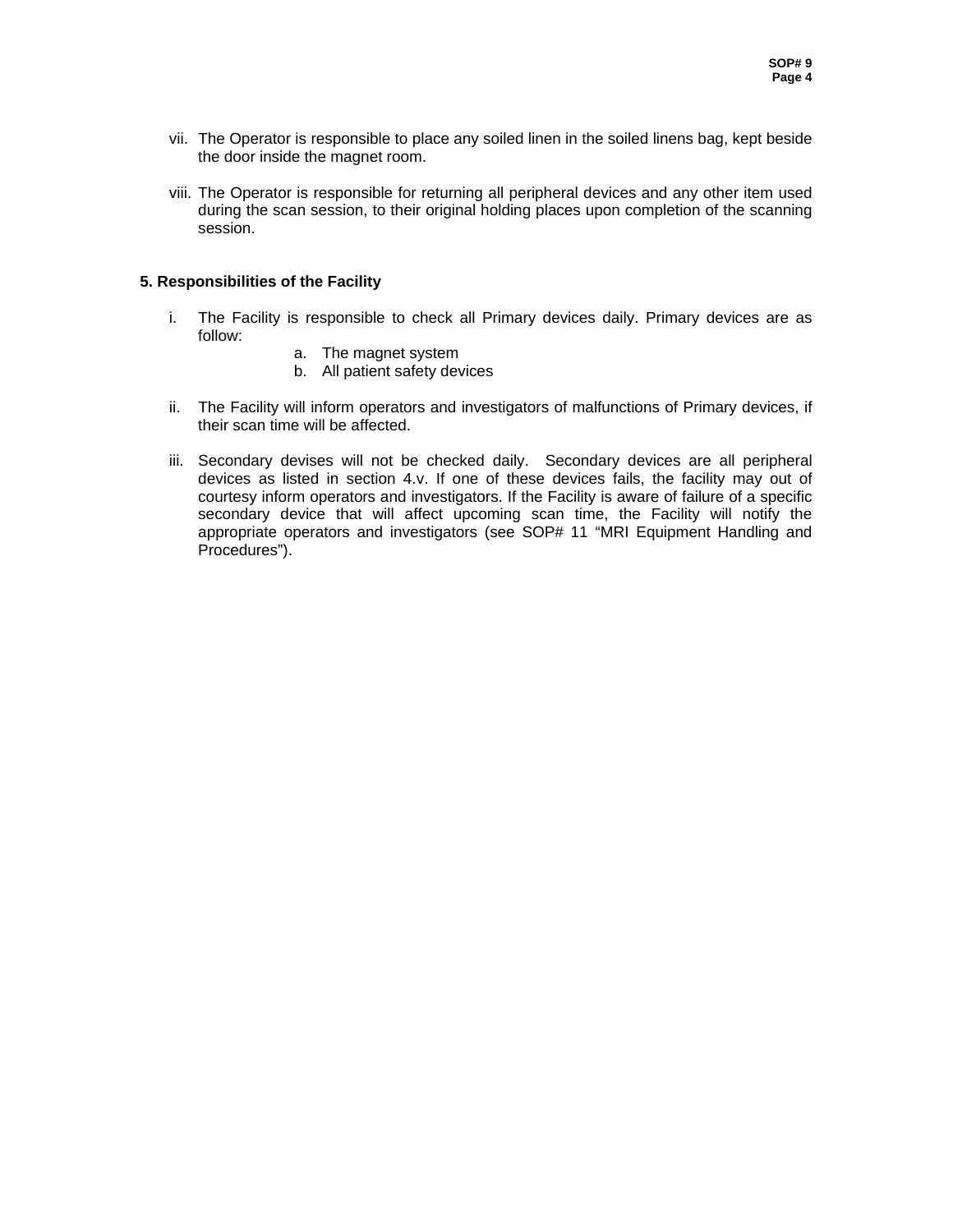vii. The Operator is responsible to place any soiled linen in the soiled linens bag, kept beside the door inside the magnet room.

viii. The Operator is responsible for returning all peripheral devices and any other item used during the scan session, to their original holding places upon completion of the scanning session.

**5. Responsibilities of the Facility**

i. The Facility is responsible to check all Primary devices daily. Primary devices are as follow:
   a. The magnet system
   b. All patient safety devices

ii. The Facility will inform operators and investigators of malfunctions of Primary devices, if their scan time will be affected.

iii. Secondary devises will not be checked daily. Secondary devices are all peripheral devices as listed in section 4.v. If one of these devices fails, the facility may out of courtesy inform operators and investigators. If the Facility is aware of failure of a specific secondary device that will affect upcoming scan time, the Facility will notify the appropriate operators and investigators (see SOP# 11 "MRI Equipment Handling and Procedures").